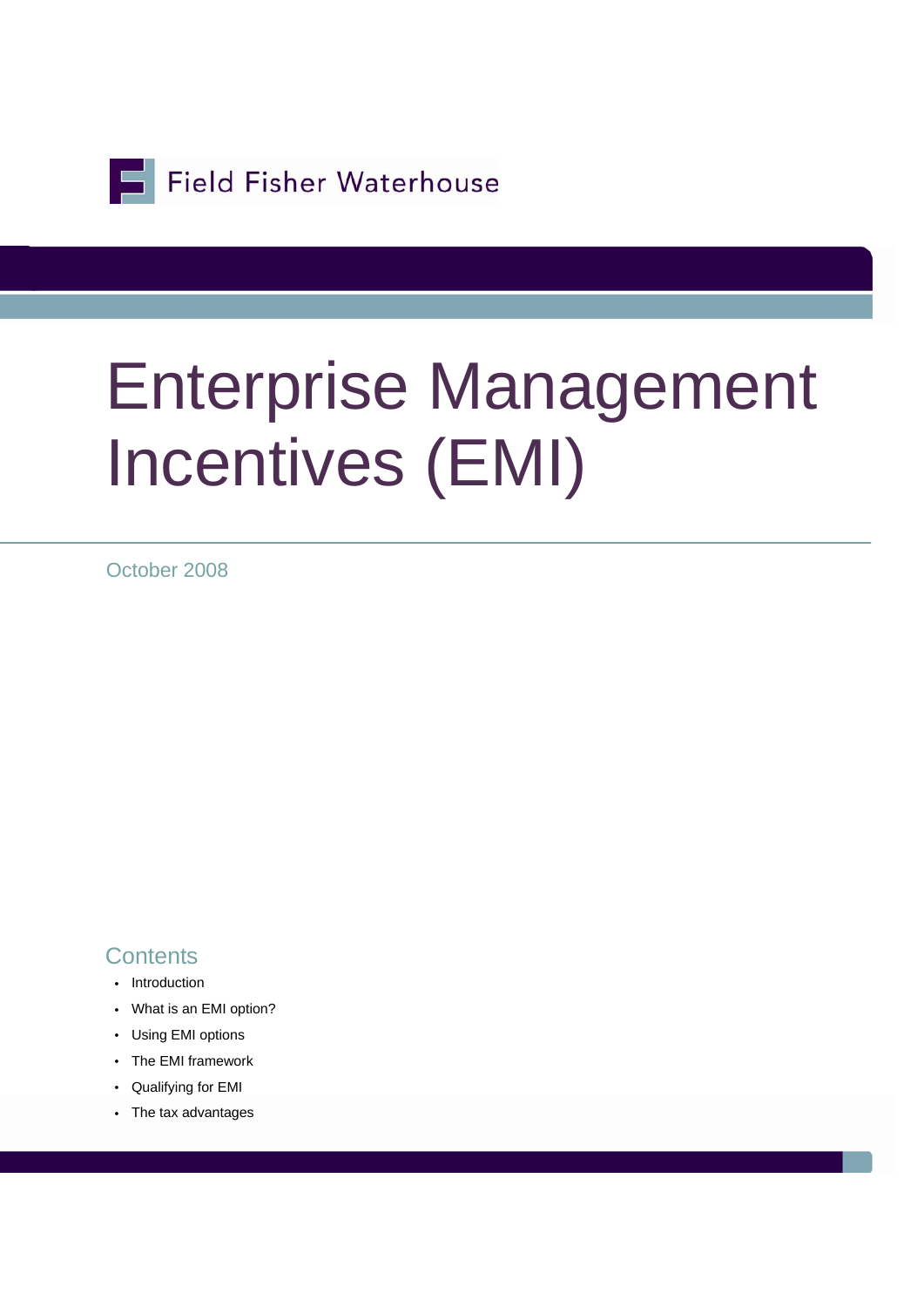Field Fisher Waterhouse

# Enterprise Management Incentives (EMI)

October 2008

## Contents

- Introduction
- What is an EMI option?
- Using EMI options
- The EMI framework
- Qualifying for EMI
- The tax advantages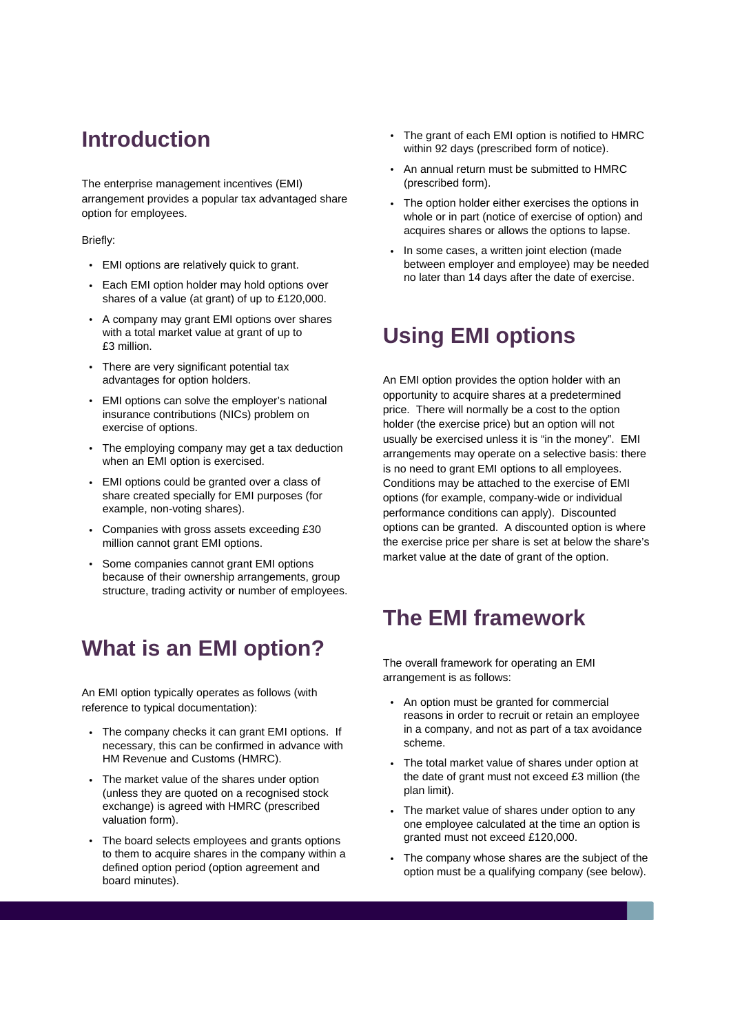## Introduction

The enterprise management incentives (EMI) arrangement provides a popular tax advantaged share option for employees.

Briefly:

- EMI options are relatively quick to grant.
- Each EMI option holder may hold options over shares of a value (at grant) of up to £120,000.
- A company may grant EMI options over shares with a total market value at grant of up to £3 million.
- There are very significant potential tax advantages for option holders.
- EMI options can solve the employer's national insurance contributions (NICs) problem on exercise of options.
- The employing company may get a tax deduction when an EMI option is exercised.
- EMI options could be granted over a class of share created specially for EMI purposes (for example, non-voting shares).
- Companies with gross assets exceeding £30 million cannot grant EMI options.
- Some companies cannot grant EMI options because of their ownership arrangements, group structure, trading activity or number of employees.

## What is an EMI option?

An EMI option typically operates as follows (with reference to typical documentation):

- The company checks it can grant EMI options. If necessary, this can be confirmed in advance with HM Revenue and Customs (HMRC).
- The market value of the shares under option (unless they are quoted on a recognised stock exchange) is agreed with HMRC (prescribed valuation form).
- The board selects employees and grants options to them to acquire shares in the company within a defined option period (option agreement and board minutes).
- The grant of each EMI option is notified to HMRC within 92 days (prescribed form of notice).
- An annual return must be submitted to HMRC (prescribed form).
- The option holder either exercises the options in whole or in part (notice of exercise of option) and acquires shares or allows the options to lapse.
- In some cases, a written joint election (made between employer and employee) may be needed no later than 14 days after the date of exercise.

## Using EMI options

An EMI option provides the option holder with an opportunity to acquire shares at a predetermined price. There will normally be a cost to the option holder (the exercise price) but an option will not usually be exercised unless it is "in the money". EMI arrangements may operate on a selective basis: there is no need to grant EMI options to all employees. Conditions may be attached to the exercise of EMI options (for example, company-wide or individual performance conditions can apply). Discounted options can be granted. A discounted option is where the exercise price per share is set at below the share's market value at the date of grant of the option.

## The EMI framework

The overall framework for operating an EMI arrangement is as follows:

- An option must be granted for commercial reasons in order to recruit or retain an employee in a company, and not as part of a tax avoidance scheme.
- The total market value of shares under option at the date of grant must not exceed £3 million (the plan limit).
- The market value of shares under option to any one employee calculated at the time an option is granted must not exceed £120,000.
- The company whose shares are the subject of the option must be a qualifying company (see below).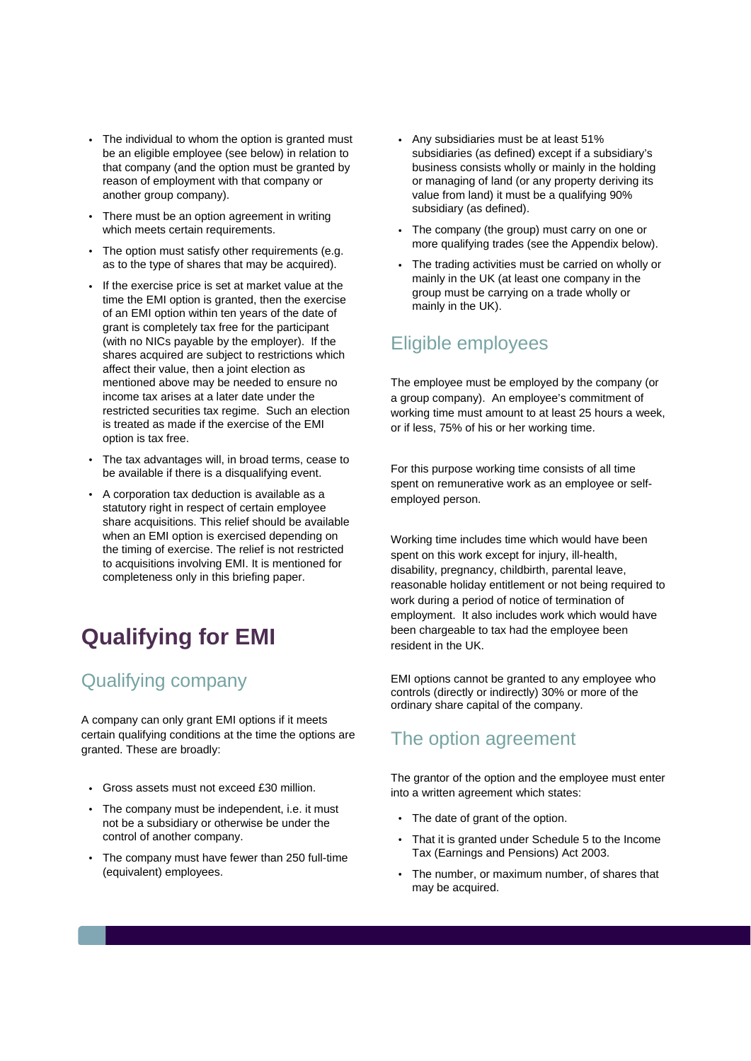- The individual to whom the option is granted must be an eligible employee (see below) in relation to that company (and the option must be granted by reason of employment with that company or another group company).
- There must be an option agreement in writing which meets certain requirements.
- The option must satisfy other requirements (e.g. as to the type of shares that may be acquired).
- If the exercise price is set at market value at the time the EMI option is granted, then the exercise of an EMI option within ten years of the date of grant is completely tax free for the participant (with no NICs payable by the employer). If the shares acquired are subject to restrictions which affect their value, then a joint election as mentioned above may be needed to ensure no income tax arises at a later date under the restricted securities tax regime. Such an election is treated as made if the exercise of the EMI option is tax free.
- The tax advantages will, in broad terms, cease to be available if there is a disqualifying event.
- A corporation tax deduction is available as a statutory right in respect of certain employee share acquisitions. This relief should be available when an EMI option is exercised depending on the timing of exercise. The relief is not restricted to acquisitions involving EMI. It is mentioned for completeness only in this briefing paper.

# Qualifying for EMI

## Qualifying company

A company can only grant EMI options if it meets certain qualifying conditions at the time the options are granted. These are broadly:

- Gross assets must not exceed £30 million.
- The company must be independent, i.e. it must not be a subsidiary or otherwise be under the control of another company.
- The company must have fewer than 250 full-time (equivalent) employees.
- Any subsidiaries must be at least 51% subsidiaries (as defined) except if a subsidiary's business consists wholly or mainly in the holding or managing of land (or any property deriving its value from land) it must be a qualifying 90% subsidiary (as defined).
- The company (the group) must carry on one or more qualifying trades (see the Appendix below).
- The trading activities must be carried on wholly or mainly in the UK (at least one company in the group must be carrying on a trade wholly or mainly in the UK).

## Eligible employees

The employee must be employed by the company (or a group company). An employee's commitment of working time must amount to at least 25 hours a week, or if less, 75% of his or her working time.

For this purpose working time consists of all time spent on remunerative work as an employee or self-employed person.

Working time includes time which would have been spent on this work except for injury, ill-health, disability, pregnancy, childbirth, parental leave, reasonable holiday entitlement or not being required to work during a period of notice of termination of employment. It also includes work which would have been chargeable to tax had the employee been resident in the UK.

EMI options cannot be granted to any employee who controls (directly or indirectly) 30% or more of the ordinary share capital of the company.

## The option agreement

The grantor of the option and the employee must enter into a written agreement which states:

- The date of grant of the option.
- That it is granted under Schedule 5 to the Income Tax (Earnings and Pensions) Act 2003.
- The number, or maximum number, of shares that may be acquired.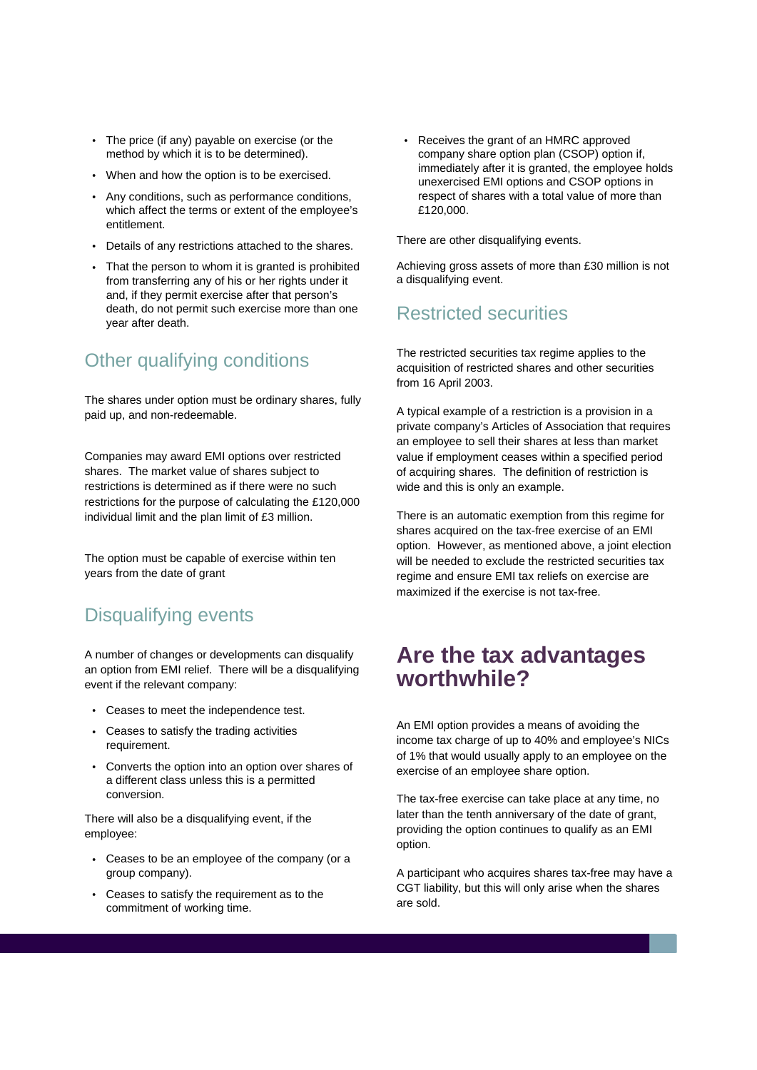- The price (if any) payable on exercise (or the method by which it is to be determined).
- When and how the option is to be exercised.
- Any conditions, such as performance conditions, which affect the terms or extent of the employee's entitlement.
- Details of any restrictions attached to the shares.
- That the person to whom it is granted is prohibited from transferring any of his or her rights under it and, if they permit exercise after that person's death, do not permit such exercise more than one year after death.

## Other qualifying conditions

The shares under option must be ordinary shares, fully paid up, and non-redeemable.

Companies may award EMI options over restricted shares. The market value of shares subject to restrictions is determined as if there were no such restrictions for the purpose of calculating the £120,000 individual limit and the plan limit of £3 million.

The option must be capable of exercise within ten years from the date of grant

## Disqualifying events

A number of changes or developments can disqualify an option from EMI relief. There will be a disqualifying event if the relevant company:

- Ceases to meet the independence test.
- Ceases to satisfy the trading activities requirement.
- Converts the option into an option over shares of a different class unless this is a permitted conversion.

There will also be a disqualifying event, if the employee:

- Ceases to be an employee of the company (or a group company).
- Ceases to satisfy the requirement as to the commitment of working time.
- Receives the grant of an HMRC approved company share option plan (CSOP) option if, immediately after it is granted, the employee holds unexercised EMI options and CSOP options in respect of shares with a total value of more than £120,000.

There are other disqualifying events.

Achieving gross assets of more than £30 million is not a disqualifying event.

## Restricted securities

The restricted securities tax regime applies to the acquisition of restricted shares and other securities from 16 April 2003.

A typical example of a restriction is a provision in a private company's Articles of Association that requires an employee to sell their shares at less than market value if employment ceases within a specified period of acquiring shares. The definition of restriction is wide and this is only an example.

There is an automatic exemption from this regime for shares acquired on the tax-free exercise of an EMI option. However, as mentioned above, a joint election will be needed to exclude the restricted securities tax regime and ensure EMI tax reliefs on exercise are maximized if the exercise is not tax-free.

# Are the tax advantages worthwhile?

An EMI option provides a means of avoiding the income tax charge of up to 40% and employee's NICs of 1% that would usually apply to an employee on the exercise of an employee share option.

The tax-free exercise can take place at any time, no later than the tenth anniversary of the date of grant, providing the option continues to qualify as an EMI option.

A participant who acquires shares tax-free may have a CGT liability, but this will only arise when the shares are sold.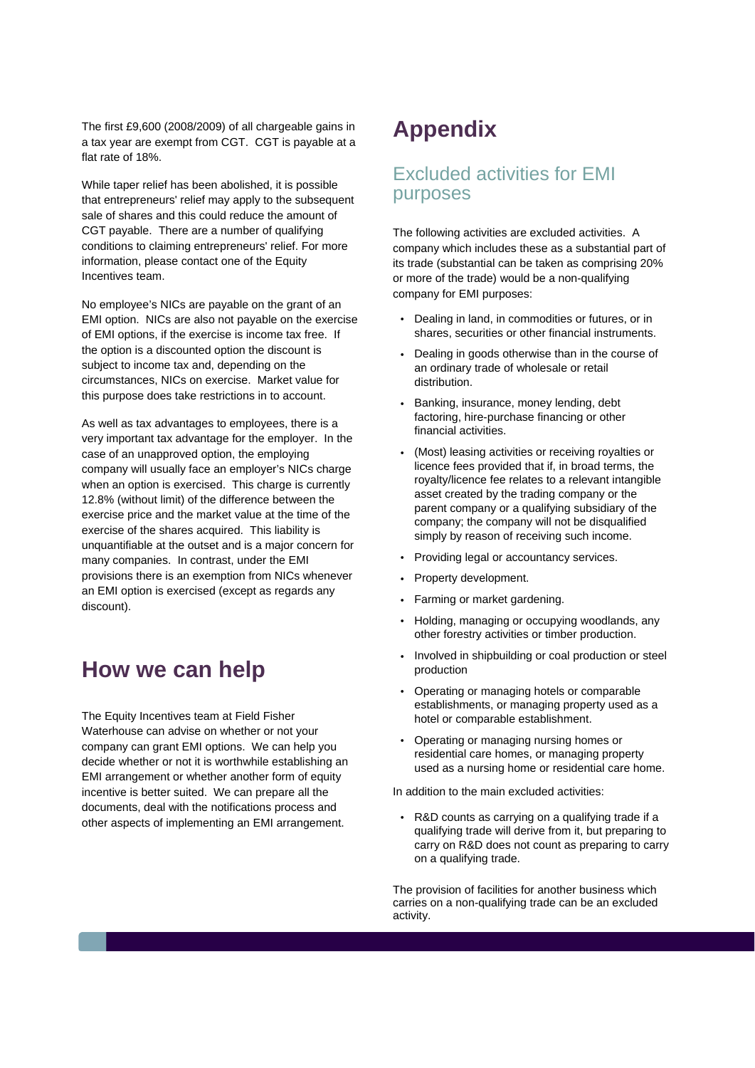The first £9,600 (2008/2009) of all chargeable gains in a tax year are exempt from CGT. CGT is payable at a flat rate of 18%.

While taper relief has been abolished, it is possible that entrepreneurs' relief may apply to the subsequent sale of shares and this could reduce the amount of CGT payable. There are a number of qualifying conditions to claiming entrepreneurs' relief. For more information, please contact one of the Equity Incentives team.

No employee's NICs are payable on the grant of an EMI option. NICs are also not payable on the exercise of EMI options, if the exercise is income tax free. If the option is a discounted option the discount is subject to income tax and, depending on the circumstances, NICs on exercise. Market value for this purpose does take restrictions in to account.

As well as tax advantages to employees, there is a very important tax advantage for the employer. In the case of an unapproved option, the employing company will usually face an employer's NICs charge when an option is exercised. This charge is currently 12.8% (without limit) of the difference between the exercise price and the market value at the time of the exercise of the shares acquired. This liability is unquantifiable at the outset and is a major concern for many companies. In contrast, under the EMI provisions there is an exemption from NICs whenever an EMI option is exercised (except as regards any discount).

# How we can help

The Equity Incentives team at Field Fisher Waterhouse can advise on whether or not your company can grant EMI options. We can help you decide whether or not it is worthwhile establishing an EMI arrangement or whether another form of equity incentive is better suited. We can prepare all the documents, deal with the notifications process and other aspects of implementing an EMI arrangement.

# Appendix

## Excluded activities for EMI purposes

The following activities are excluded activities. A company which includes these as a substantial part of its trade (substantial can be taken as comprising 20% or more of the trade) would be a non-qualifying company for EMI purposes:

- Dealing in land, in commodities or futures, or in shares, securities or other financial instruments.
- Dealing in goods otherwise than in the course of an ordinary trade of wholesale or retail distribution.
- Banking, insurance, money lending, debt factoring, hire-purchase financing or other financial activities.
- (Most) leasing activities or receiving royalties or licence fees provided that if, in broad terms, the royalty/licence fee relates to a relevant intangible asset created by the trading company or the parent company or a qualifying subsidiary of the company; the company will not be disqualified simply by reason of receiving such income.
- Providing legal or accountancy services.
- Property development.
- Farming or market gardening.
- Holding, managing or occupying woodlands, any other forestry activities or timber production.
- Involved in shipbuilding or coal production or steel production
- Operating or managing hotels or comparable establishments, or managing property used as a hotel or comparable establishment.
- Operating or managing nursing homes or residential care homes, or managing property used as a nursing home or residential care home.

In addition to the main excluded activities:

- R&D counts as carrying on a qualifying trade if a qualifying trade will derive from it, but preparing to carry on R&D does not count as preparing to carry on a qualifying trade.

The provision of facilities for another business which carries on a non-qualifying trade can be an excluded activity.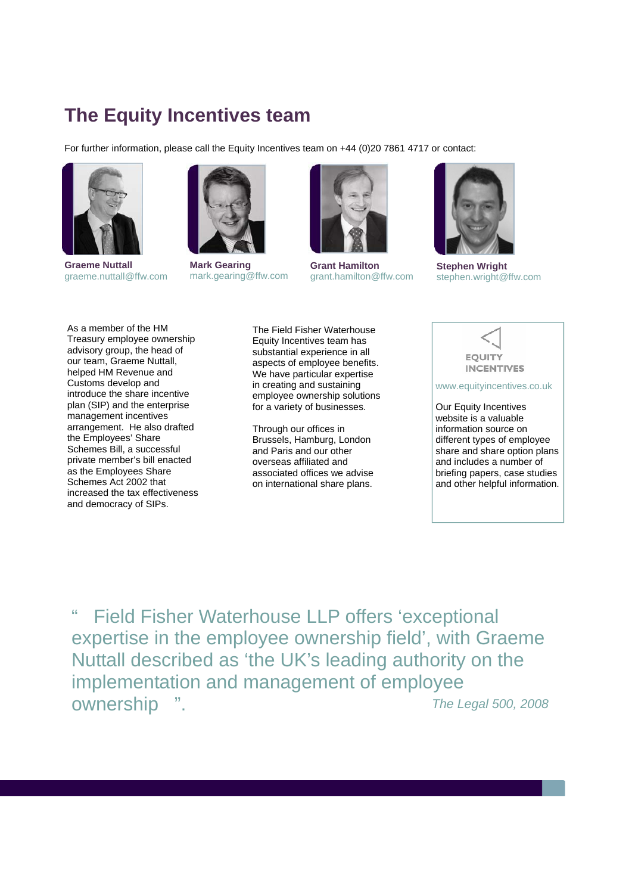# The Equity Incentives team

For further information, please call the Equity Incentives team on +44 (0)20 7861 4717 or contact:

**Graeme Nuttall**
graeme.nuttall@ffw.com

**Mark Gearing**
mark.gearing@ffw.com

**Grant Hamilton**
grant.hamilton@ffw.com

**Stephen Wright**
stephen.wright@ffw.com

As a member of the HM Treasury employee ownership advisory group, the head of our team, Graeme Nuttall, helped HM Revenue and Customs develop and introduce the share incentive plan (SIP) and the enterprise management incentives arrangement. He also drafted the Employees' Share Schemes Bill, a successful private member's bill enacted as the Employees Share Schemes Act 2002 that increased the tax effectiveness and democracy of SIPs.

The Field Fisher Waterhouse Equity Incentives team has substantial experience in all aspects of employee benefits. We have particular expertise in creating and sustaining employee ownership solutions for a variety of businesses.

Through our offices in Brussels, Hamburg, London and Paris and our other overseas affiliated and associated offices we advise on international share plans.

EQUITY INCENTIVES

www.equityincentives.co.uk

Our Equity Incentives website is a valuable information source on different types of employee share and share option plans and includes a number of briefing papers, case studies and other helpful information.

" Field Fisher Waterhouse LLP offers 'exceptional expertise in the employee ownership field', with Graeme Nuttall described as 'the UK's leading authority on the implementation and management of employee ownership ".

*The Legal 500, 2008*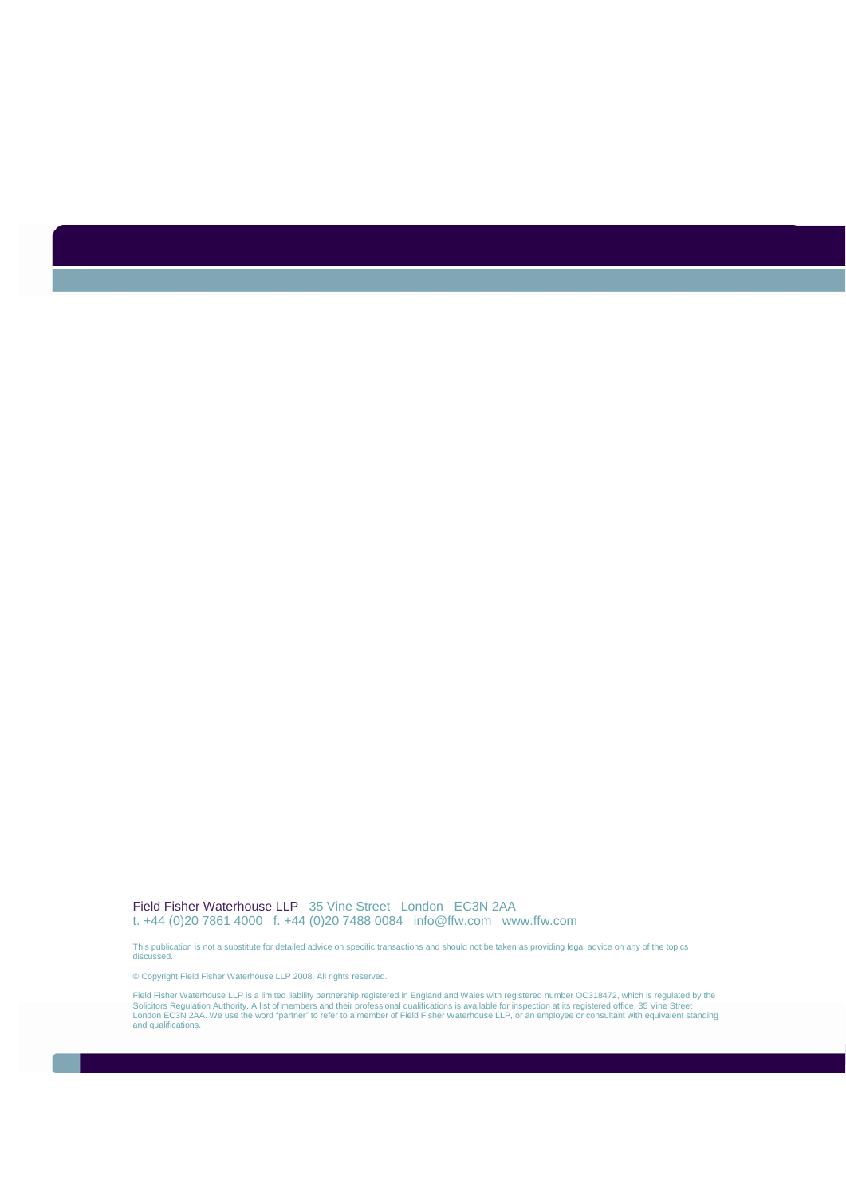Field Fisher Waterhouse LLP   35 Vine Street   London   EC3N 2AA
t. +44 (0)20 7861 4000   f. +44 (0)20 7488 0084   info@ffw.com   www.ffw.com

This publication is not a substitute for detailed advice on specific transactions and should not be taken as providing legal advice on any of the topics discussed.

© Copyright Field Fisher Waterhouse LLP 2008. All rights reserved.

Field Fisher Waterhouse LLP is a limited liability partnership registered in England and Wales with registered number OC318472, which is regulated by the Solicitors Regulation Authority. A list of members and their professional qualifications is available for inspection at its registered office, 35 Vine Street London EC3N 2AA. We use the word "partner" to refer to a member of Field Fisher Waterhouse LLP, or an employee or consultant with equivalent standing and qualifications.